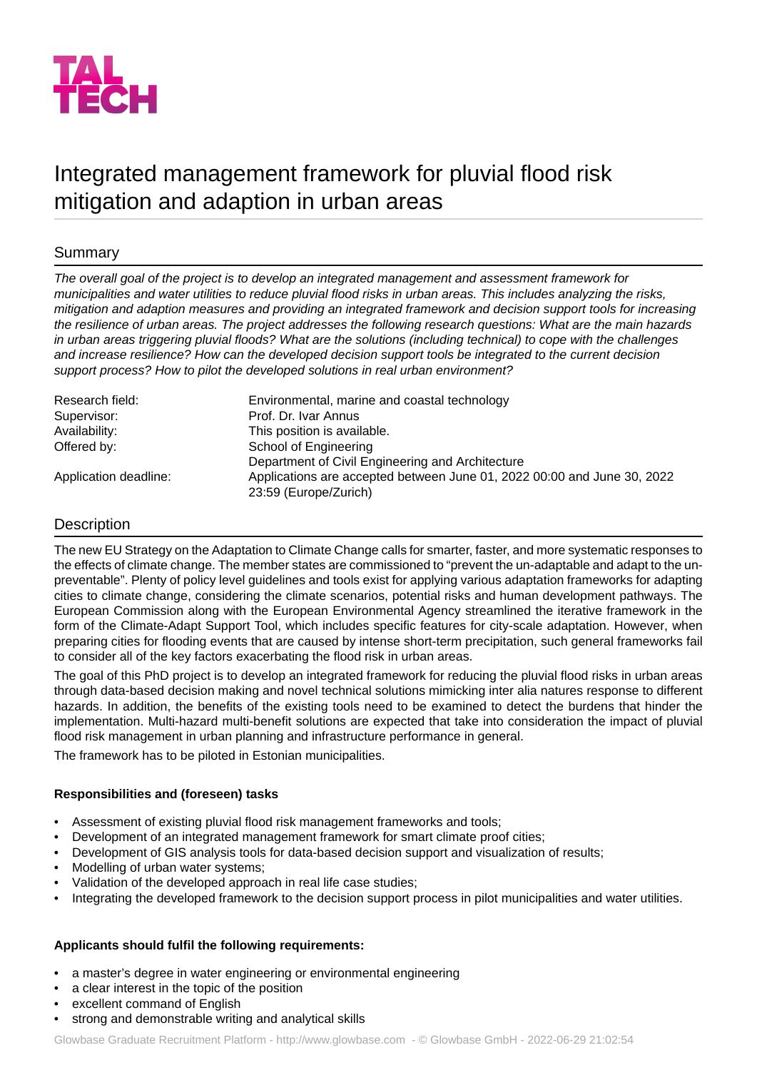# Integrated management framework for pluvial flood risk mitigation and adaption in urban areas

## Summary

*The overall goal of the project is to develop an integrated management and assessment framework for municipalities and water utilities to reduce pluvial flood risks in urban areas. This includes analyzing the risks, mitigation and adaption measures and providing an integrated framework and decision support tools for increasing the resilience of urban areas. The project addresses the following research questions: What are the main hazards in urban areas triggering pluvial floods? What are the solutions (including technical) to cope with the challenges and increase resilience? How can the developed decision support tools be integrated to the current decision support process? How to pilot the developed solutions in real urban environment?*

| | |
|---|---|
| Research field: | Environmental, marine and coastal technology |
| Supervisor: | Prof. Dr. Ivar Annus |
| Availability: | This position is available. |
| Offered by: | School of Engineering<br>Department of Civil Engineering and Architecture |
| Application deadline: | Applications are accepted between June 01, 2022 00:00 and June 30, 2022 23:59 (Europe/Zurich) |

## Description

The new EU Strategy on the Adaptation to Climate Change calls for smarter, faster, and more systematic responses to the effects of climate change. The member states are commissioned to "prevent the un-adaptable and adapt to the un-preventable". Plenty of policy level guidelines and tools exist for applying various adaptation frameworks for adapting cities to climate change, considering the climate scenarios, potential risks and human development pathways. The European Commission along with the European Environmental Agency streamlined the iterative framework in the form of the Climate-Adapt Support Tool, which includes specific features for city-scale adaptation. However, when preparing cities for flooding events that are caused by intense short-term precipitation, such general frameworks fail to consider all of the key factors exacerbating the flood risk in urban areas.

The goal of this PhD project is to develop an integrated framework for reducing the pluvial flood risks in urban areas through data-based decision making and novel technical solutions mimicking inter alia natures response to different hazards. In addition, the benefits of the existing tools need to be examined to detect the burdens that hinder the implementation. Multi-hazard multi-benefit solutions are expected that take into consideration the impact of pluvial flood risk management in urban planning and infrastructure performance in general.

The framework has to be piloted in Estonian municipalities.

**Responsibilities and (foreseen) tasks**

- Assessment of existing pluvial flood risk management frameworks and tools;
- Development of an integrated management framework for smart climate proof cities;
- Development of GIS analysis tools for data-based decision support and visualization of results;
- Modelling of urban water systems;
- Validation of the developed approach in real life case studies;
- Integrating the developed framework to the decision support process in pilot municipalities and water utilities.

**Applicants should fulfil the following requirements:**

- a master's degree in water engineering or environmental engineering
- a clear interest in the topic of the position
- excellent command of English
- strong and demonstrable writing and analytical skills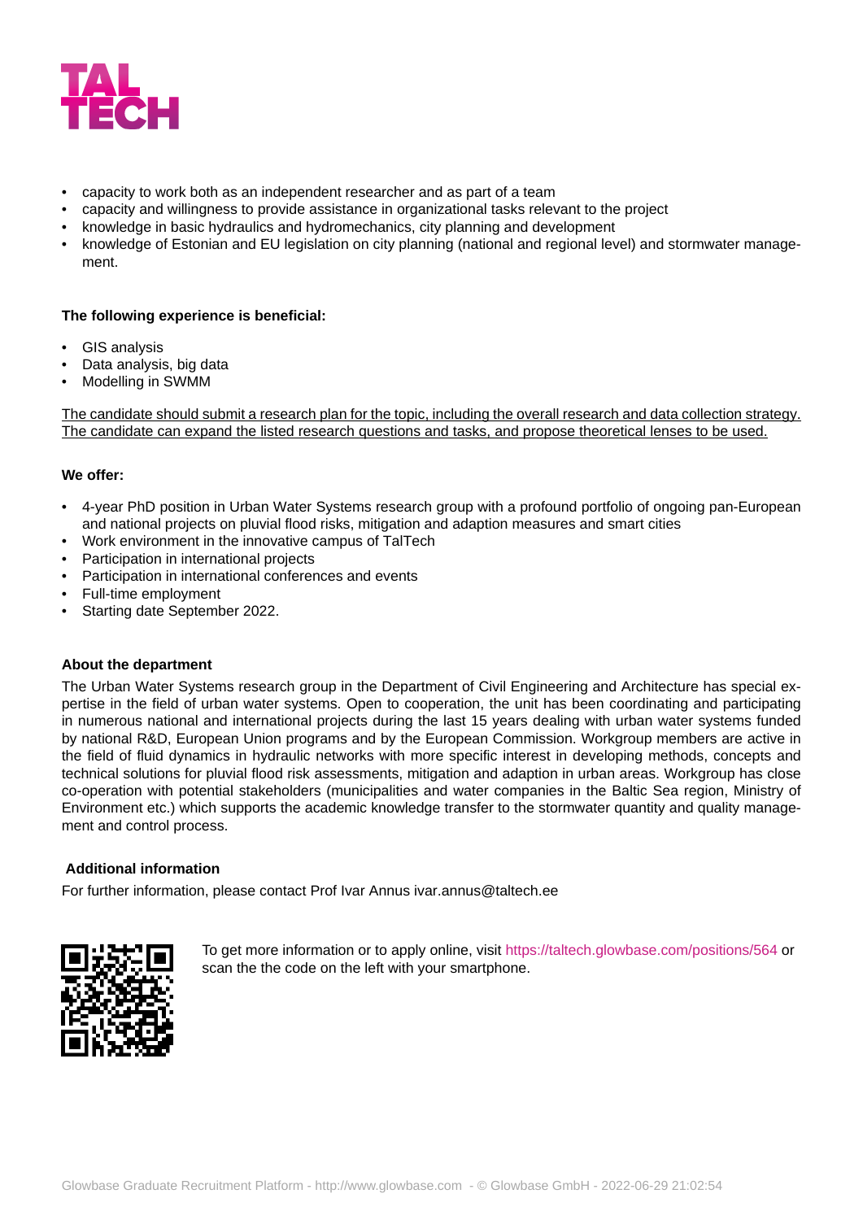- capacity to work both as an independent researcher and as part of a team
- capacity and willingness to provide assistance in organizational tasks relevant to the project
- knowledge in basic hydraulics and hydromechanics, city planning and development
- knowledge of Estonian and EU legislation on city planning (national and regional level) and stormwater management.

**The following experience is beneficial:**

- GIS analysis
- Data analysis, big data
- Modelling in SWMM

The candidate should submit a research plan for the topic, including the overall research and data collection strategy. The candidate can expand the listed research questions and tasks, and propose theoretical lenses to be used.

**We offer:**

- 4-year PhD position in Urban Water Systems research group with a profound portfolio of ongoing pan-European and national projects on pluvial flood risks, mitigation and adaption measures and smart cities
- Work environment in the innovative campus of TalTech
- Participation in international projects
- Participation in international conferences and events
- Full-time employment
- Starting date September 2022.

**About the department**

The Urban Water Systems research group in the Department of Civil Engineering and Architecture has special expertise in the field of urban water systems. Open to cooperation, the unit has been coordinating and participating in numerous national and international projects during the last 15 years dealing with urban water systems funded by national R&D, European Union programs and by the European Commission. Workgroup members are active in the field of fluid dynamics in hydraulic networks with more specific interest in developing methods, concepts and technical solutions for pluvial flood risk assessments, mitigation and adaption in urban areas. Workgroup has close co-operation with potential stakeholders (municipalities and water companies in the Baltic Sea region, Ministry of Environment etc.) which supports the academic knowledge transfer to the stormwater quantity and quality management and control process.

**Additional information**

For further information, please contact Prof Ivar Annus ivar.annus@taltech.ee

To get more information or to apply online, visit https://taltech.glowbase.com/positions/564 or scan the the code on the left with your smartphone.